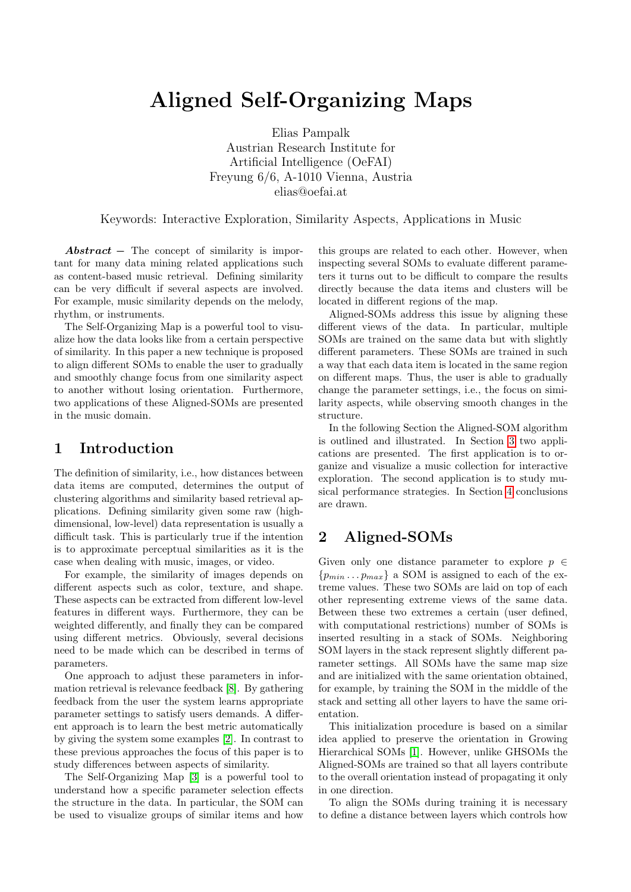# Aligned Self-Organizing Maps

Elias Pampalk
Austrian Research Institute for
Artificial Intelligence (OeFAI)
Freyung 6/6, A-1010 Vienna, Austria
elias@oefai.at

Keywords: Interactive Exploration, Similarity Aspects, Applications in Music

***Abstract*** – The concept of similarity is important for many data mining related applications such as content-based music retrieval. Defining similarity can be very difficult if several aspects are involved. For example, music similarity depends on the melody, rhythm, or instruments.

The Self-Organizing Map is a powerful tool to visualize how the data looks like from a certain perspective of similarity. In this paper a new technique is proposed to align different SOMs to enable the user to gradually and smoothly change focus from one similarity aspect to another without losing orientation. Furthermore, two applications of these Aligned-SOMs are presented in the music domain.

## 1 Introduction

The definition of similarity, i.e., how distances between data items are computed, determines the output of clustering algorithms and similarity based retrieval applications. Defining similarity given some raw (high-dimensional, low-level) data representation is usually a difficult task. This is particularly true if the intention is to approximate perceptual similarities as it is the case when dealing with music, images, or video.

For example, the similarity of images depends on different aspects such as color, texture, and shape. These aspects can be extracted from different low-level features in different ways. Furthermore, they can be weighted differently, and finally they can be compared using different metrics. Obviously, several decisions need to be made which can be described in terms of parameters.

One approach to adjust these parameters in information retrieval is relevance feedback [8]. By gathering feedback from the user the system learns appropriate parameter settings to satisfy users demands. A different approach is to learn the best metric automatically by giving the system some examples [2]. In contrast to these previous approaches the focus of this paper is to study differences between aspects of similarity.

The Self-Organizing Map [3] is a powerful tool to understand how a specific parameter selection effects the structure in the data. In particular, the SOM can be used to visualize groups of similar items and how this groups are related to each other. However, when inspecting several SOMs to evaluate different parameters it turns out to be difficult to compare the results directly because the data items and clusters will be located in different regions of the map.

Aligned-SOMs address this issue by aligning these different views of the data. In particular, multiple SOMs are trained on the same data but with slightly different parameters. These SOMs are trained in such a way that each data item is located in the same region on different maps. Thus, the user is able to gradually change the parameter settings, i.e., the focus on similarity aspects, while observing smooth changes in the structure.

In the following Section the Aligned-SOM algorithm is outlined and illustrated. In Section 3 two applications are presented. The first application is to organize and visualize a music collection for interactive exploration. The second application is to study musical performance strategies. In Section 4 conclusions are drawn.

## 2 Aligned-SOMs

Given only one distance parameter to explore $p \in \{p_{min} \dots p_{max}\}$ a SOM is assigned to each of the extreme values. These two SOMs are laid on top of each other representing extreme views of the same data. Between these two extremes a certain (user defined, with computational restrictions) number of SOMs is inserted resulting in a stack of SOMs. Neighboring SOM layers in the stack represent slightly different parameter settings. All SOMs have the same map size and are initialized with the same orientation obtained, for example, by training the SOM in the middle of the stack and setting all other layers to have the same orientation.

This initialization procedure is based on a similar idea applied to preserve the orientation in Growing Hierarchical SOMs [1]. However, unlike GHSOMs the Aligned-SOMs are trained so that all layers contribute to the overall orientation instead of propagating it only in one direction.

To align the SOMs during training it is necessary to define a distance between layers which controls how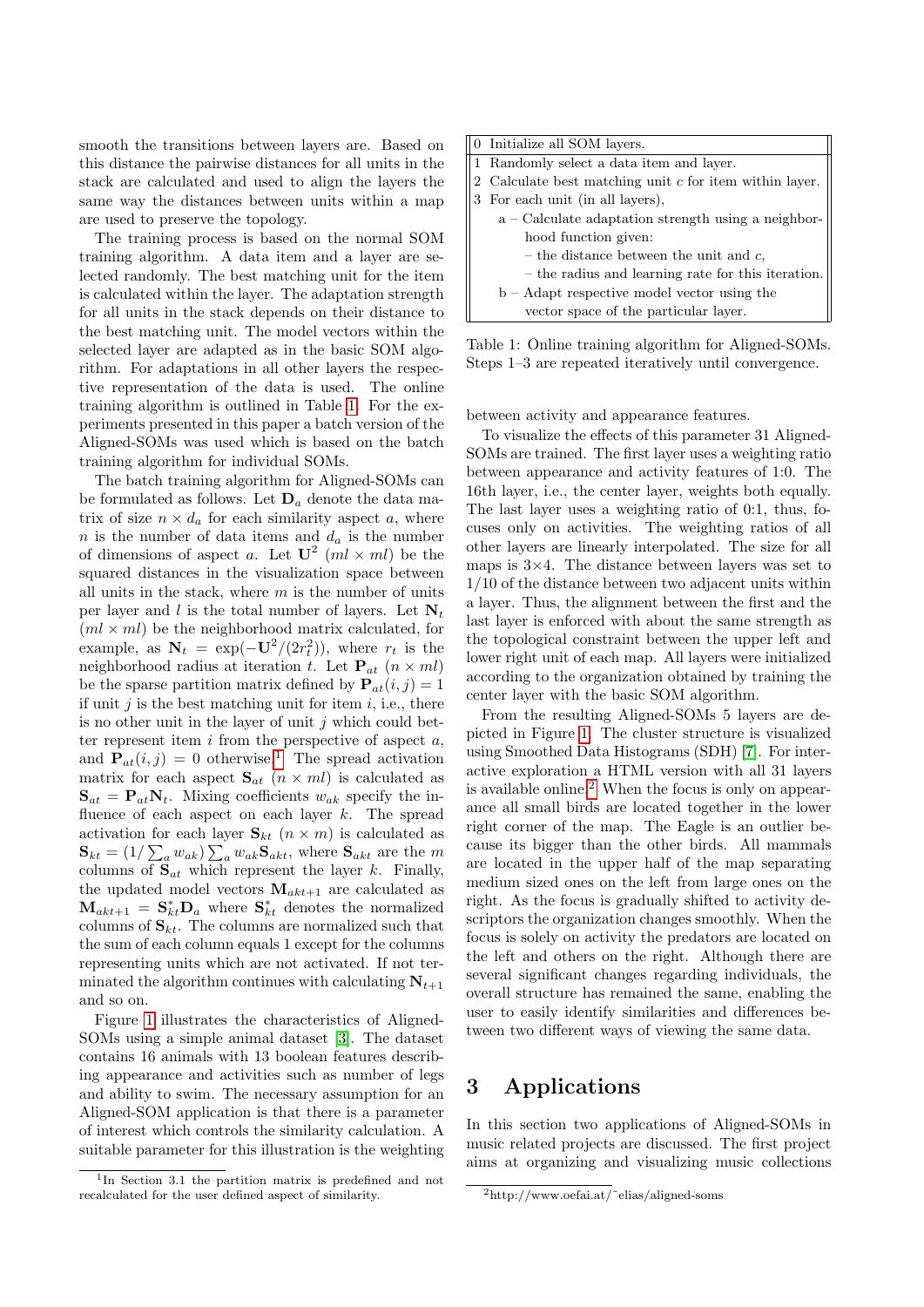smooth the transitions between layers are. Based on this distance the pairwise distances for all units in the stack are calculated and used to align the layers the same way the distances between units within a map are used to preserve the topology.

The training process is based on the normal SOM training algorithm. A data item and a layer are selected randomly. The best matching unit for the item is calculated within the layer. The adaptation strength for all units in the stack depends on their distance to the best matching unit. The model vectors within the selected layer are adapted as in the basic SOM algorithm. For adaptations in all other layers the respective representation of the data is used. The online training algorithm is outlined in Table 1. For the experiments presented in this paper a batch version of the Aligned-SOMs was used which is based on the batch training algorithm for individual SOMs.

The batch training algorithm for Aligned-SOMs can be formulated as follows. Let $\mathbf{D}_a$ denote the data matrix of size $n \times d_a$ for each similarity aspect $a$, where $n$ is the number of data items and $d_a$ is the number of dimensions of aspect $a$. Let $\mathbf{U}^2$ $(ml \times ml)$ be the squared distances in the visualization space between all units in the stack, where $m$ is the number of units per layer and $l$ is the total number of layers. Let $\mathbf{N}_t$ $(ml \times ml)$ be the neighborhood matrix calculated, for example, as $\mathbf{N}_t = \exp(-\mathbf{U}^2/(2r_t^2))$, where $r_t$ is the neighborhood radius at iteration $t$. Let $\mathbf{P}_{at}$ $(n \times ml)$ be the sparse partition matrix defined by $\mathbf{P}_{at}(i,j) = 1$ if unit $j$ is the best matching unit for item $i$, i.e., there is no other unit in the layer of unit $j$ which could better represent item $i$ from the perspective of aspect $a$, and $\mathbf{P}_{at}(i,j) = 0$ otherwise.[1] The spread activation matrix for each aspect $\mathbf{S}_{at}$ $(n \times ml)$ is calculated as $\mathbf{S}_{at} = \mathbf{P}_{at}\mathbf{N}_t$. Mixing coefficients $w_{ak}$ specify the influence of each aspect on each layer $k$. The spread activation for each layer $\mathbf{S}_{kt}$ $(n \times m)$ is calculated as $\mathbf{S}_{kt} = (1/\sum_a w_{ak}) \sum_a w_{ak}\mathbf{S}_{akt}$, where $\mathbf{S}_{akt}$ are the $m$ columns of $\mathbf{S}_{at}$ which represent the layer $k$. Finally, the updated model vectors $\mathbf{M}_{akt+1}$ are calculated as $\mathbf{M}_{akt+1} = \mathbf{S}^*_{kt}\mathbf{D}_a$ where $\mathbf{S}^*_{kt}$ denotes the normalized columns of $\mathbf{S}_{kt}$. The columns are normalized such that the sum of each column equals 1 except for the columns representing units which are not activated. If not terminated the algorithm continues with calculating $\mathbf{N}_{t+1}$ and so on.

Figure 1 illustrates the characteristics of Aligned-SOMs using a simple animal dataset [3]. The dataset contains 16 animals with 13 boolean features describing appearance and activities such as number of legs and ability to swim. The necessary assumption for an Aligned-SOM application is that there is a parameter of interest which controls the similarity calculation. A suitable parameter for this illustration is the weighting between activity and appearance features.

| | |
|---|---|
| 0 | Initialize all SOM layers. |
| 1 | Randomly select a data item and layer. |
| 2 | Calculate best matching unit $c$ for item within layer. |
| 3 | For each unit (in all layers), |
| | a – Calculate adaptation strength using a neighborhood function given: |
| | – the distance between the unit and $c$, |
| | – the radius and learning rate for this iteration. |
| | b – Adapt respective model vector using the vector space of the particular layer. |

Table 1: Online training algorithm for Aligned-SOMs. Steps 1–3 are repeated iteratively until convergence.

To visualize the effects of this parameter 31 Aligned-SOMs are trained. The first layer uses a weighting ratio between appearance and activity features of 1:0. The 16th layer, i.e., the center layer, weights both equally. The last layer uses a weighting ratio of 0:1, thus, focuses only on activities. The weighting ratios of all other layers are linearly interpolated. The size for all maps is 3×4. The distance between layers was set to 1/10 of the distance between two adjacent units within a layer. Thus, the alignment between the first and the last layer is enforced with about the same strength as the topological constraint between the upper left and lower right unit of each map. All layers were initialized according to the organization obtained by training the center layer with the basic SOM algorithm.

From the resulting Aligned-SOMs 5 layers are depicted in Figure 1. The cluster structure is visualized using Smoothed Data Histograms (SDH) [7]. For interactive exploration a HTML version with all 31 layers is available online.[2] When the focus is only on appearance all small birds are located together in the lower right corner of the map. The Eagle is an outlier because its bigger than the other birds. All mammals are located in the upper half of the map separating medium sized ones on the left from large ones on the right. As the focus is gradually shifted to activity descriptors the organization changes smoothly. When the focus is solely on activity the predators are located on the left and others on the right. Although there are several significant changes regarding individuals, the overall structure has remained the same, enabling the user to easily identify similarities and differences between two different ways of viewing the same data.

## 3 Applications

In this section two applications of Aligned-SOMs in music related projects are discussed. The first project aims at organizing and visualizing music collections

[1] In Section 3.1 the partition matrix is predefined and not recalculated for the user defined aspect of similarity.

[2] http://www.oefai.at/~elias/aligned-soms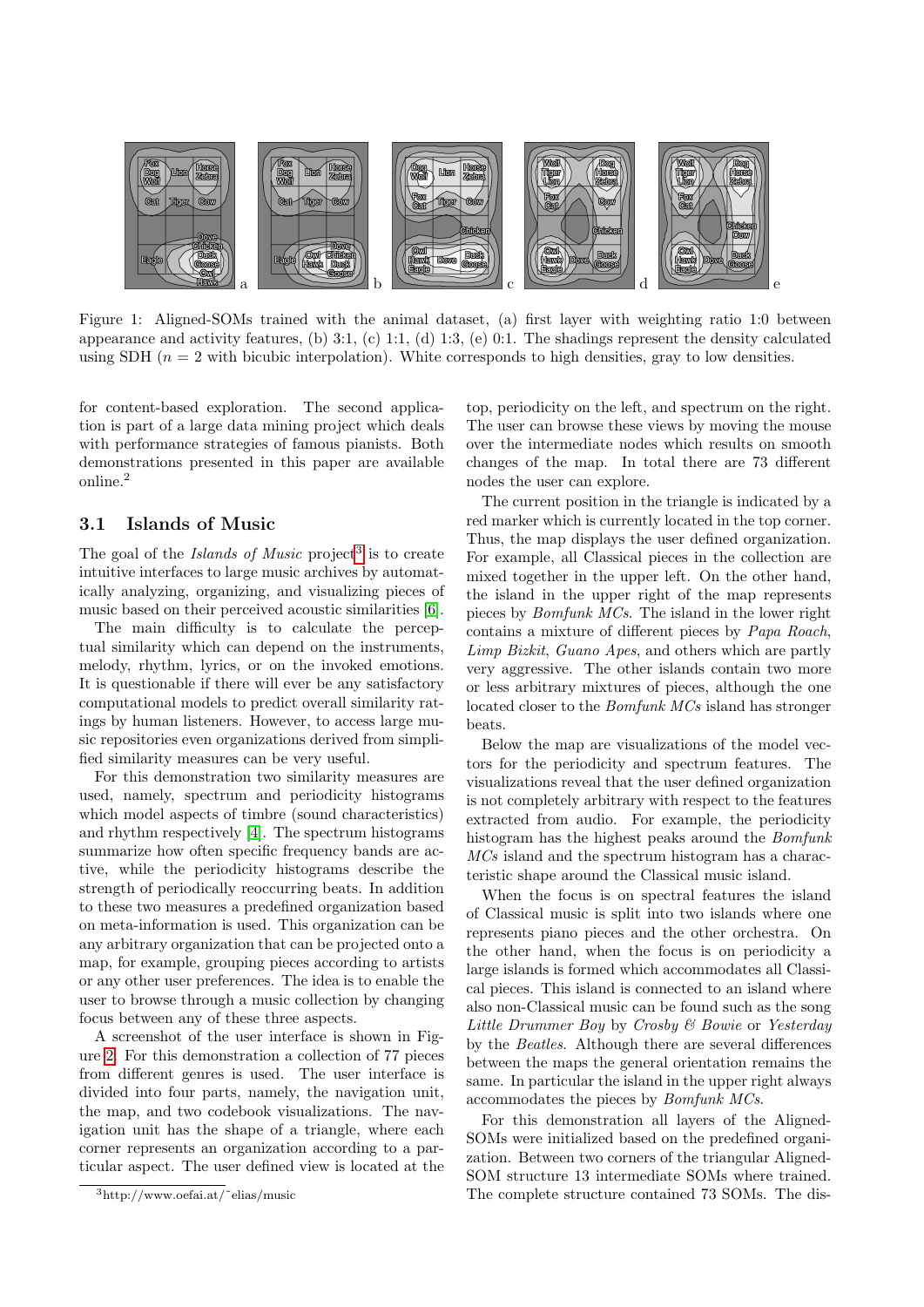Figure 1: Aligned-SOMs trained with the animal dataset, (a) first layer with weighting ratio 1:0 between appearance and activity features, (b) 3:1, (c) 1:1, (d) 1:3, (e) 0:1. The shadings represent the density calculated using SDH ($n = 2$ with bicubic interpolation). White corresponds to high densities, gray to low densities.

for content-based exploration. The second application is part of a large data mining project which deals with performance strategies of famous pianists. Both demonstrations presented in this paper are available online.[2]

### 3.1 Islands of Music

The goal of the *Islands of Music* project[3] is to create intuitive interfaces to large music archives by automatically analyzing, organizing, and visualizing pieces of music based on their perceived acoustic similarities [6].

The main difficulty is to calculate the perceptual similarity which can depend on the instruments, melody, rhythm, lyrics, or on the invoked emotions. It is questionable if there will ever be any satisfactory computational models to predict overall similarity ratings by human listeners. However, to access large music repositories even organizations derived from simplified similarity measures can be very useful.

For this demonstration two similarity measures are used, namely, spectrum and periodicity histograms which model aspects of timbre (sound characteristics) and rhythm respectively [4]. The spectrum histograms summarize how often specific frequency bands are active, while the periodicity histograms describe the strength of periodically reoccurring beats. In addition to these two measures a predefined organization based on meta-information is used. This organization can be any arbitrary organization that can be projected onto a map, for example, grouping pieces according to artists or any other user preferences. The idea is to enable the user to browse through a music collection by changing focus between any of these three aspects.

A screenshot of the user interface is shown in Figure 2. For this demonstration a collection of 77 pieces from different genres is used. The user interface is divided into four parts, namely, the navigation unit, the map, and two codebook visualizations. The navigation unit has the shape of a triangle, where each corner represents an organization according to a particular aspect. The user defined view is located at the top, periodicity on the left, and spectrum on the right. The user can browse these views by moving the mouse over the intermediate nodes which results on smooth changes of the map. In total there are 73 different nodes the user can explore.

The current position in the triangle is indicated by a red marker which is currently located in the top corner. Thus, the map displays the user defined organization. For example, all Classical pieces in the collection are mixed together in the upper left. On the other hand, the island in the upper right of the map represents pieces by *Bomfunk MCs*. The island in the lower right contains a mixture of different pieces by *Papa Roach*, *Limp Bizkit*, *Guano Apes*, and others which are partly very aggressive. The other islands contain two more or less arbitrary mixtures of pieces, although the one located closer to the *Bomfunk MCs* island has stronger beats.

Below the map are visualizations of the model vectors for the periodicity and spectrum features. The visualizations reveal that the user defined organization is not completely arbitrary with respect to the features extracted from audio. For example, the periodicity histogram has the highest peaks around the *Bomfunk MCs* island and the spectrum histogram has a characteristic shape around the Classical music island.

When the focus is on spectral features the island of Classical music is split into two islands where one represents piano pieces and the other orchestra. On the other hand, when the focus is on periodicity a large islands is formed which accommodates all Classical pieces. This island is connected to an island where also non-Classical music can be found such as the song *Little Drummer Boy* by *Crosby & Bowie* or *Yesterday* by the *Beatles*. Although there are several differences between the maps the general orientation remains the same. In particular the island in the upper right always accommodates the pieces by *Bomfunk MCs*.

For this demonstration all layers of the Aligned-SOMs were initialized based on the predefined organization. Between two corners of the triangular Aligned-SOM structure 13 intermediate SOMs where trained. The complete structure contained 73 SOMs. The dis-

[3] http://www.oefai.at/˜elias/music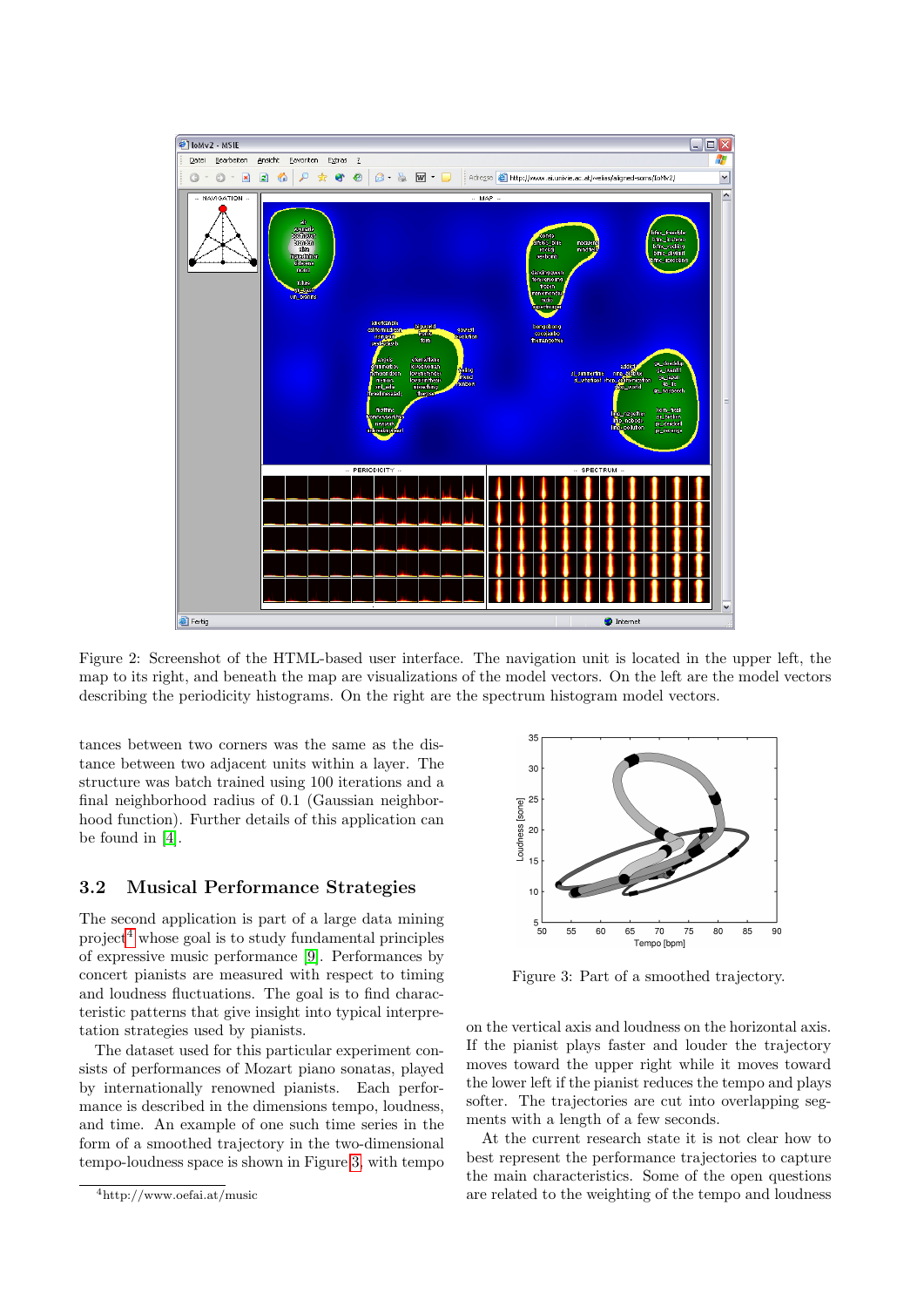Figure 2: Screenshot of the HTML-based user interface. The navigation unit is located in the upper left, the map to its right, and beneath the map are visualizations of the model vectors. On the left are the model vectors describing the periodicity histograms. On the right are the spectrum histogram model vectors.

tances between two corners was the same as the distance between two adjacent units within a layer. The structure was batch trained using 100 iterations and a final neighborhood radius of 0.1 (Gaussian neighborhood function). Further details of this application can be found in [4].

## 3.2 Musical Performance Strategies

The second application is part of a large data mining project[4] whose goal is to study fundamental principles of expressive music performance [9]. Performances by concert pianists are measured with respect to timing and loudness fluctuations. The goal is to find characteristic patterns that give insight into typical interpretation strategies used by pianists.

The dataset used for this particular experiment consists of performances of Mozart piano sonatas, played by internationally renowned pianists. Each performance is described in the dimensions tempo, loudness, and time. An example of one such time series in the form of a smoothed trajectory in the two-dimensional tempo-loudness space is shown in Figure 3, with tempo on the vertical axis and loudness on the horizontal axis. If the pianist plays faster and louder the trajectory moves toward the upper right while it moves toward the lower left if the pianist reduces the tempo and plays softer. The trajectories are cut into overlapping segments with a length of a few seconds.

Figure 3: Part of a smoothed trajectory.

At the current research state it is not clear how to best represent the performance trajectories to capture the main characteristics. Some of the open questions are related to the weighting of the tempo and loudness

[4]http://www.oefai.at/music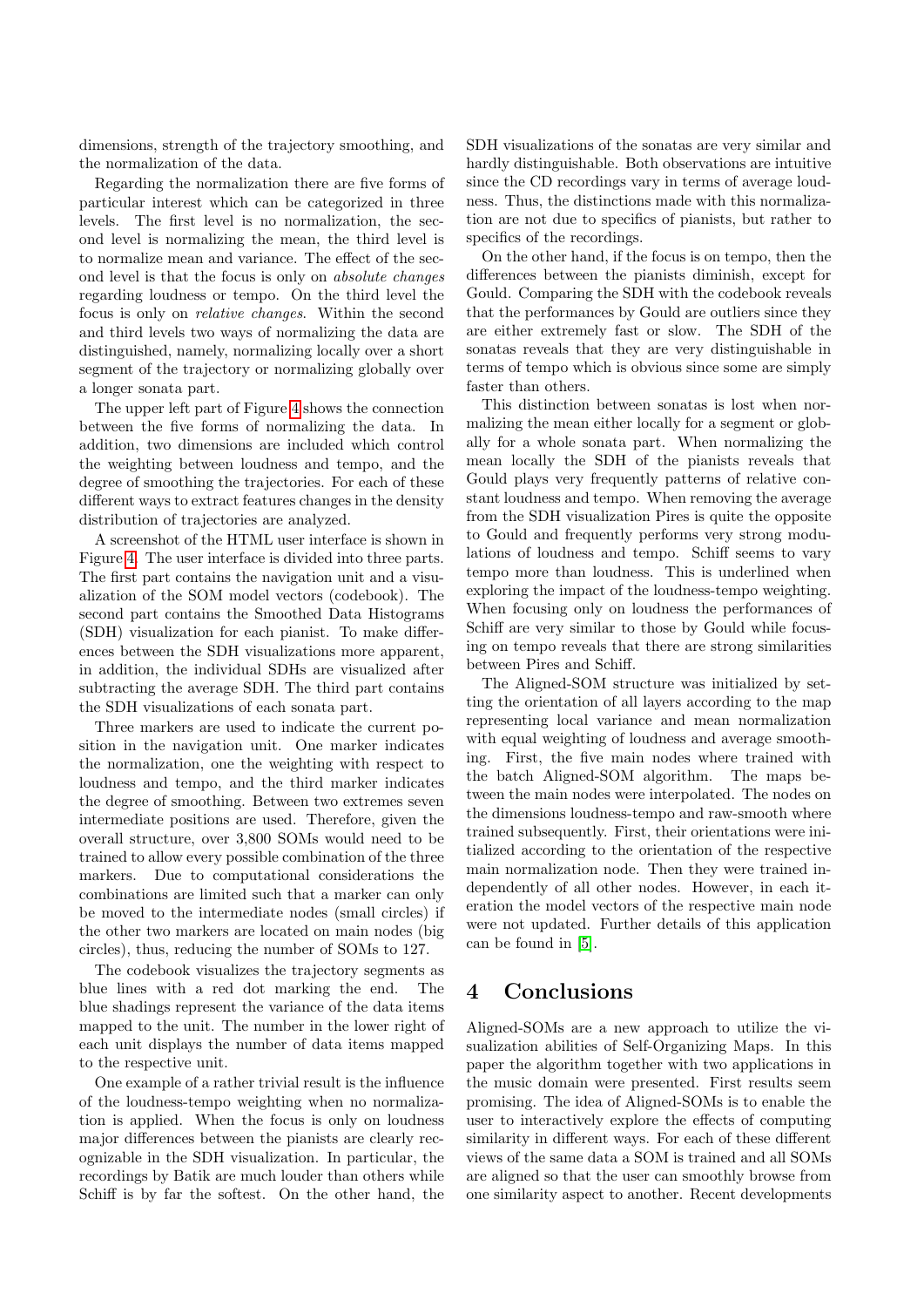dimensions, strength of the trajectory smoothing, and the normalization of the data.

Regarding the normalization there are five forms of particular interest which can be categorized in three levels. The first level is no normalization, the second level is normalizing the mean, the third level is to normalize mean and variance. The effect of the second level is that the focus is only on *absolute changes* regarding loudness or tempo. On the third level the focus is only on *relative changes*. Within the second and third levels two ways of normalizing the data are distinguished, namely, normalizing locally over a short segment of the trajectory or normalizing globally over a longer sonata part.

The upper left part of Figure 4 shows the connection between the five forms of normalizing the data. In addition, two dimensions are included which control the weighting between loudness and tempo, and the degree of smoothing the trajectories. For each of these different ways to extract features changes in the density distribution of trajectories are analyzed.

A screenshot of the HTML user interface is shown in Figure 4. The user interface is divided into three parts. The first part contains the navigation unit and a visualization of the SOM model vectors (codebook). The second part contains the Smoothed Data Histograms (SDH) visualization for each pianist. To make differences between the SDH visualizations more apparent, in addition, the individual SDHs are visualized after subtracting the average SDH. The third part contains the SDH visualizations of each sonata part.

Three markers are used to indicate the current position in the navigation unit. One marker indicates the normalization, one the weighting with respect to loudness and tempo, and the third marker indicates the degree of smoothing. Between two extremes seven intermediate positions are used. Therefore, given the overall structure, over 3,800 SOMs would need to be trained to allow every possible combination of the three markers. Due to computational considerations the combinations are limited such that a marker can only be moved to the intermediate nodes (small circles) if the other two markers are located on main nodes (big circles), thus, reducing the number of SOMs to 127.

The codebook visualizes the trajectory segments as blue lines with a red dot marking the end. The blue shadings represent the variance of the data items mapped to the unit. The number in the lower right of each unit displays the number of data items mapped to the respective unit.

One example of a rather trivial result is the influence of the loudness-tempo weighting when no normalization is applied. When the focus is only on loudness major differences between the pianists are clearly recognizable in the SDH visualization. In particular, the recordings by Batik are much louder than others while Schiff is by far the softest. On the other hand, the SDH visualizations of the sonatas are very similar and hardly distinguishable. Both observations are intuitive since the CD recordings vary in terms of average loudness. Thus, the distinctions made with this normalization are not due to specifics of pianists, but rather to specifics of the recordings.

On the other hand, if the focus is on tempo, then the differences between the pianists diminish, except for Gould. Comparing the SDH with the codebook reveals that the performances by Gould are outliers since they are either extremely fast or slow. The SDH of the sonatas reveals that they are very distinguishable in terms of tempo which is obvious since some are simply faster than others.

This distinction between sonatas is lost when normalizing the mean either locally for a segment or globally for a whole sonata part. When normalizing the mean locally the SDH of the pianists reveals that Gould plays very frequently patterns of relative constant loudness and tempo. When removing the average from the SDH visualization Pires is quite the opposite to Gould and frequently performs very strong modulations of loudness and tempo. Schiff seems to vary tempo more than loudness. This is underlined when exploring the impact of the loudness-tempo weighting. When focusing only on loudness the performances of Schiff are very similar to those by Gould while focusing on tempo reveals that there are strong similarities between Pires and Schiff.

The Aligned-SOM structure was initialized by setting the orientation of all layers according to the map representing local variance and mean normalization with equal weighting of loudness and average smoothing. First, the five main nodes where trained with the batch Aligned-SOM algorithm. The maps between the main nodes were interpolated. The nodes on the dimensions loudness-tempo and raw-smooth where trained subsequently. First, their orientations were initialized according to the orientation of the respective main normalization node. Then they were trained independently of all other nodes. However, in each iteration the model vectors of the respective main node were not updated. Further details of this application can be found in [5].

# 4 Conclusions

Aligned-SOMs are a new approach to utilize the visualization abilities of Self-Organizing Maps. In this paper the algorithm together with two applications in the music domain were presented. First results seem promising. The idea of Aligned-SOMs is to enable the user to interactively explore the effects of computing similarity in different ways. For each of these different views of the same data a SOM is trained and all SOMs are aligned so that the user can smoothly browse from one similarity aspect to another. Recent developments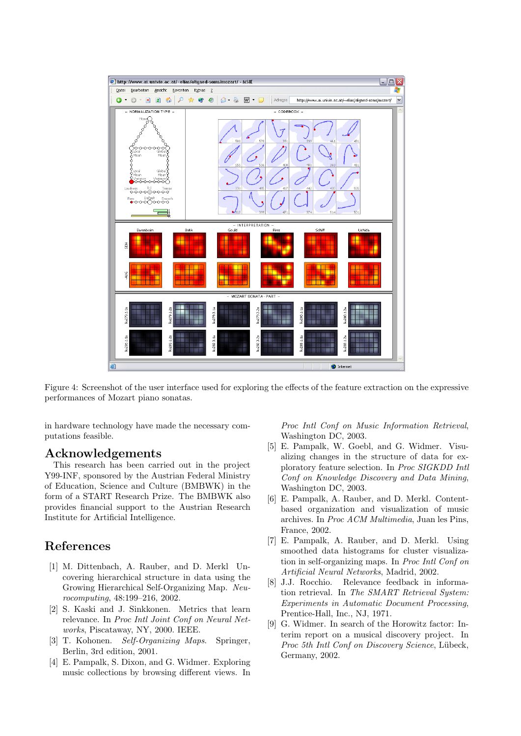Figure 4: Screenshot of the user interface used for exploring the effects of the feature extraction on the expressive performances of Mozart piano sonatas.

in hardware technology have made the necessary computations feasible.

## Acknowledgements

This research has been carried out in the project Y99-INF, sponsored by the Austrian Federal Ministry of Education, Science and Culture (BMBWK) in the form of a START Research Prize. The BMBWK also provides financial support to the Austrian Research Institute for Artificial Intelligence.

## References

[1] M. Dittenbach, A. Rauber, and D. Merkl Uncovering hierarchical structure in data using the Growing Hierarchical Self-Organizing Map. *Neurocomputing*, 48:199–216, 2002.

[2] S. Kaski and J. Sinkkonen. Metrics that learn relevance. In *Proc Intl Joint Conf on Neural Networks*, Piscataway, NY, 2000. IEEE.

[3] T. Kohonen. *Self-Organizing Maps*. Springer, Berlin, 3rd edition, 2001.

[4] E. Pampalk, S. Dixon, and G. Widmer. Exploring music collections by browsing different views. In *Proc Intl Conf on Music Information Retrieval*, Washington DC, 2003.

[5] E. Pampalk, W. Goebl, and G. Widmer. Visualizing changes in the structure of data for exploratory feature selection. In *Proc SIGKDD Intl Conf on Knowledge Discovery and Data Mining*, Washington DC, 2003.

[6] E. Pampalk, A. Rauber, and D. Merkl. Content-based organization and visualization of music archives. In *Proc ACM Multimedia*, Juan les Pins, France, 2002.

[7] E. Pampalk, A. Rauber, and D. Merkl. Using smoothed data histograms for cluster visualization in self-organizing maps. In *Proc Intl Conf on Artificial Neural Networks*, Madrid, 2002.

[8] J.J. Rocchio. Relevance feedback in information retrieval. In *The SMART Retrieval System: Experiments in Automatic Document Processing*, Prentice-Hall, Inc., NJ, 1971.

[9] G. Widmer. In search of the Horowitz factor: Interim report on a musical discovery project. In *Proc 5th Intl Conf on Discovery Science*, Lübeck, Germany, 2002.